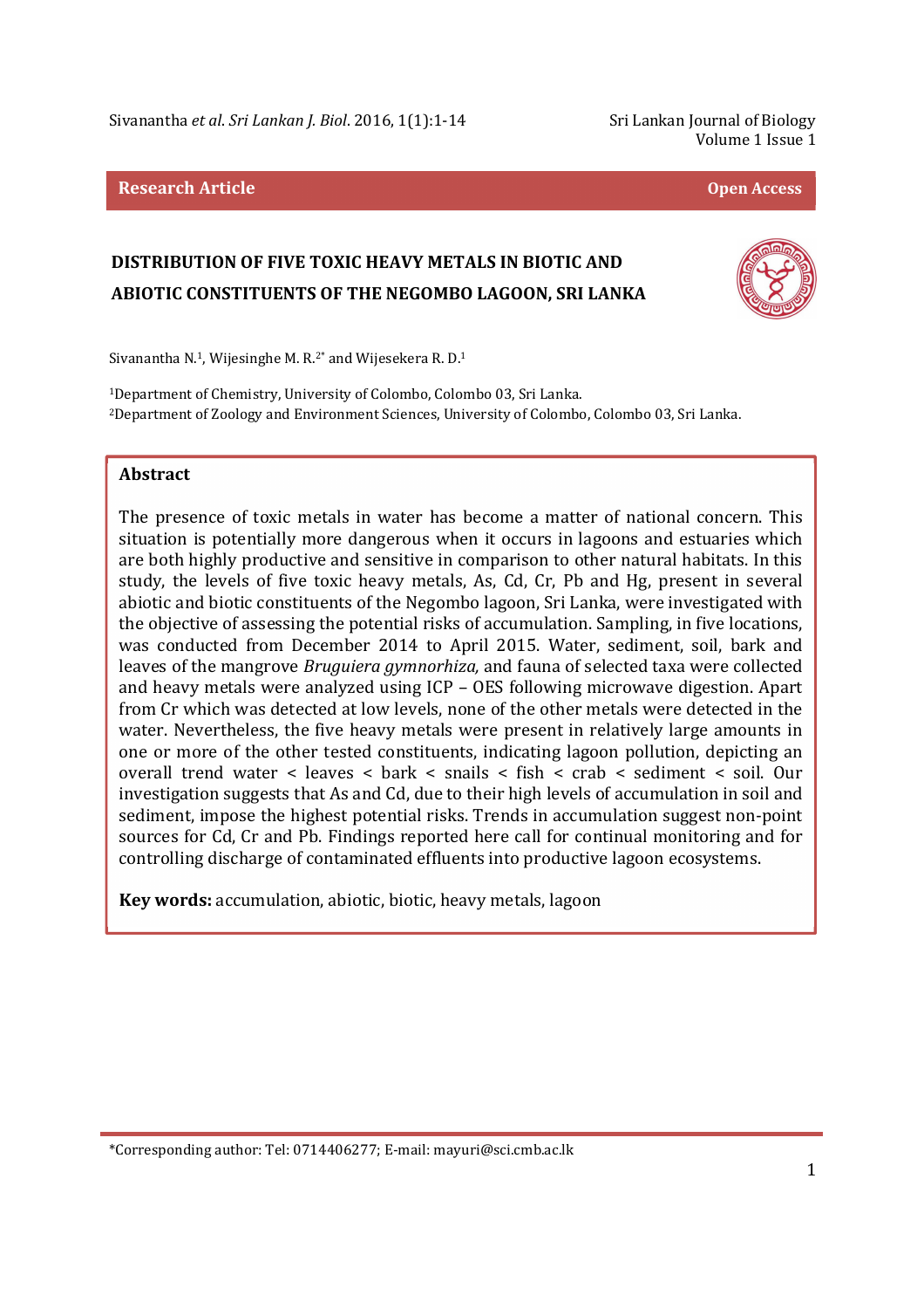**Research Article** **Open Access**

# DISTRIBUTION OF FIVE TOXIC HEAVY METALS IN BIOTIC AND ABIOTIC CONSTITUENTS OF THE NEGOMBO LAGOON, SRI LANKA

Sivanantha N.[1], Wijesinghe M. R.[2*] and Wijesekera R. D.[1]

[1]Department of Chemistry, University of Colombo, Colombo 03, Sri Lanka.
[2]Department of Zoology and Environment Sciences, University of Colombo, Colombo 03, Sri Lanka.

## Abstract

The presence of toxic metals in water has become a matter of national concern. This situation is potentially more dangerous when it occurs in lagoons and estuaries which are both highly productive and sensitive in comparison to other natural habitats. In this study, the levels of five toxic heavy metals, As, Cd, Cr, Pb and Hg, present in several abiotic and biotic constituents of the Negombo lagoon, Sri Lanka, were investigated with the objective of assessing the potential risks of accumulation. Sampling, in five locations, was conducted from December 2014 to April 2015. Water, sediment, soil, bark and leaves of the mangrove *Bruguiera gymnorhiza,* and fauna of selected taxa were collected and heavy metals were analyzed using ICP – OES following microwave digestion. Apart from Cr which was detected at low levels, none of the other metals were detected in the water. Nevertheless, the five heavy metals were present in relatively large amounts in one or more of the other tested constituents, indicating lagoon pollution, depicting an overall trend water < leaves < bark < snails < fish < crab < sediment < soil. Our investigation suggests that As and Cd, due to their high levels of accumulation in soil and sediment, impose the highest potential risks. Trends in accumulation suggest non-point sources for Cd, Cr and Pb. Findings reported here call for continual monitoring and for controlling discharge of contaminated effluents into productive lagoon ecosystems.

**Key words:** accumulation, abiotic, biotic, heavy metals, lagoon

*Corresponding author: Tel: 0714406277; E-mail: mayuri@sci.cmb.ac.lk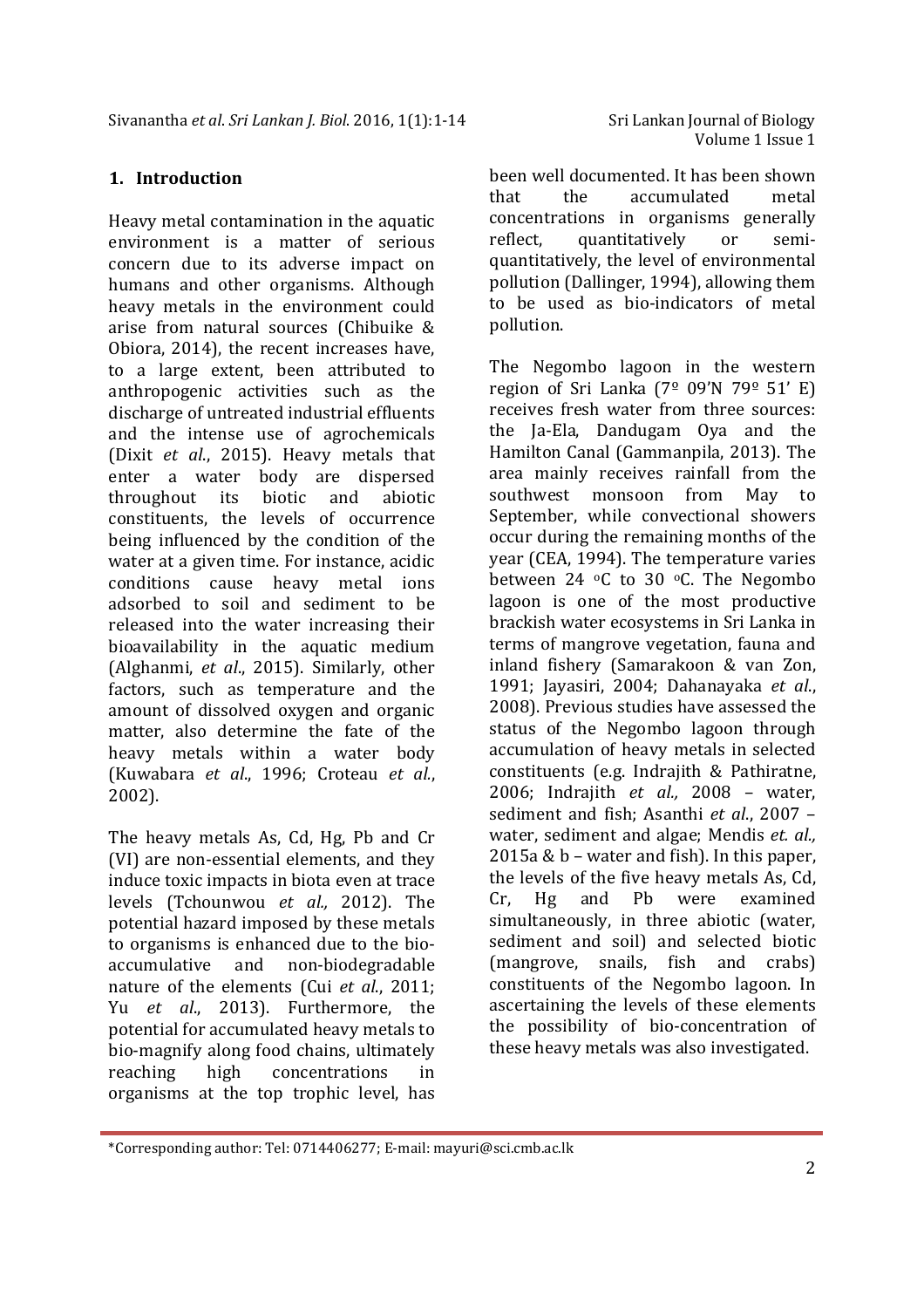## 1. Introduction

Heavy metal contamination in the aquatic environment is a matter of serious concern due to its adverse impact on humans and other organisms. Although heavy metals in the environment could arise from natural sources (Chibuike & Obiora, 2014), the recent increases have, to a large extent, been attributed to anthropogenic activities such as the discharge of untreated industrial effluents and the intense use of agrochemicals (Dixit *et al*., 2015). Heavy metals that enter a water body are dispersed throughout its biotic and abiotic constituents, the levels of occurrence being influenced by the condition of the water at a given time. For instance, acidic conditions cause heavy metal ions adsorbed to soil and sediment to be released into the water increasing their bioavailability in the aquatic medium (Alghanmi, *et al*., 2015). Similarly, other factors, such as temperature and the amount of dissolved oxygen and organic matter, also determine the fate of the heavy metals within a water body (Kuwabara *et al*., 1996; Croteau *et al*., 2002).

The heavy metals As, Cd, Hg, Pb and Cr (VI) are non-essential elements, and they induce toxic impacts in biota even at trace levels (Tchounwou *et al.,* 2012). The potential hazard imposed by these metals to organisms is enhanced due to the bio-accumulative and non-biodegradable nature of the elements (Cui *et al*., 2011; Yu *et al*., 2013). Furthermore, the potential for accumulated heavy metals to bio-magnify along food chains, ultimately reaching high concentrations in organisms at the top trophic level, has been well documented. It has been shown that the accumulated metal concentrations in organisms generally reflect, quantitatively or semi-quantitatively, the level of environmental pollution (Dallinger, 1994), allowing them to be used as bio-indicators of metal pollution.

The Negombo lagoon in the western region of Sri Lanka (7º 09'N 79º 51' E) receives fresh water from three sources: the Ja-Ela, Dandugam Oya and the Hamilton Canal (Gammanpila, 2013). The area mainly receives rainfall from the southwest monsoon from May to September, while convectional showers occur during the remaining months of the year (CEA, 1994). The temperature varies between 24 $^{o}$C to 30 $^{o}$C. The Negombo lagoon is one of the most productive brackish water ecosystems in Sri Lanka in terms of mangrove vegetation, fauna and inland fishery (Samarakoon & van Zon, 1991; Jayasiri, 2004; Dahanayaka *et al*., 2008). Previous studies have assessed the status of the Negombo lagoon through accumulation of heavy metals in selected constituents (e.g. Indrajith & Pathiratne, 2006; Indrajith *et al.,* 2008 – water, sediment and fish; Asanthi *et al*., 2007 – water, sediment and algae; Mendis *et. al.,* 2015a & b – water and fish). In this paper, the levels of the five heavy metals As, Cd, Cr, Hg and Pb were examined simultaneously, in three abiotic (water, sediment and soil) and selected biotic (mangrove, snails, fish and crabs) constituents of the Negombo lagoon. In ascertaining the levels of these elements the possibility of bio-concentration of these heavy metals was also investigated.

\*Corresponding author: Tel: 0714406277; E-mail: mayuri@sci.cmb.ac.lk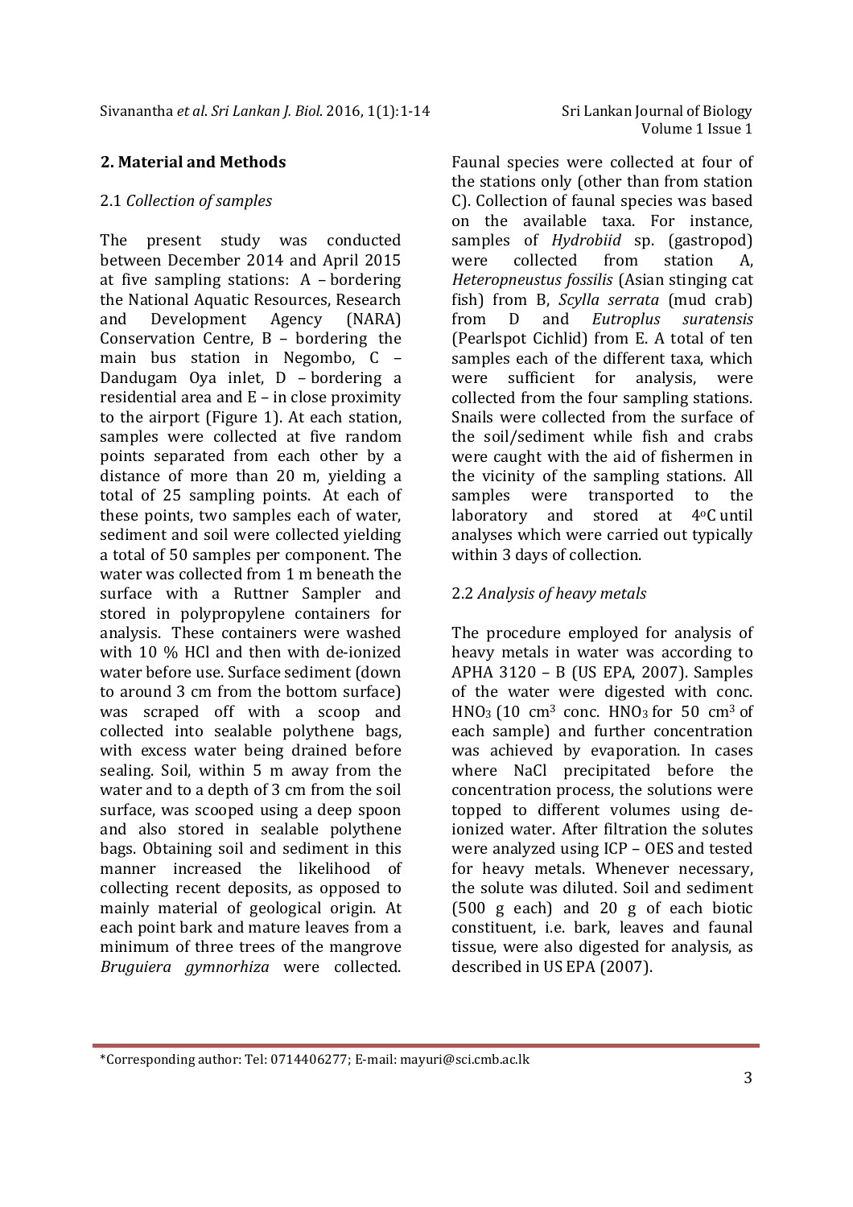## 2. Material and Methods

### 2.1 *Collection of samples*

The present study was conducted between December 2014 and April 2015 at five sampling stations: A – bordering the National Aquatic Resources, Research and Development Agency (NARA) Conservation Centre, B – bordering the main bus station in Negombo, C – Dandugam Oya inlet, D – bordering a residential area and E – in close proximity to the airport (Figure 1). At each station, samples were collected at five random points separated from each other by a distance of more than 20 m, yielding a total of 25 sampling points. At each of these points, two samples each of water, sediment and soil were collected yielding a total of 50 samples per component. The water was collected from 1 m beneath the surface with a Ruttner Sampler and stored in polypropylene containers for analysis. These containers were washed with 10 % HCl and then with de-ionized water before use. Surface sediment (down to around 3 cm from the bottom surface) was scraped off with a scoop and collected into sealable polythene bags, with excess water being drained before sealing. Soil, within 5 m away from the water and to a depth of 3 cm from the soil surface, was scooped using a deep spoon and also stored in sealable polythene bags. Obtaining soil and sediment in this manner increased the likelihood of collecting recent deposits, as opposed to mainly material of geological origin. At each point bark and mature leaves from a minimum of three trees of the mangrove *Bruguiera gymnorhiza* were collected. Faunal species were collected at four of the stations only (other than from station C). Collection of faunal species was based on the available taxa. For instance, samples of *Hydrobiid* sp. (gastropod) were collected from station A, *Heteropneustus fossilis* (Asian stinging cat fish) from B, *Scylla serrata* (mud crab) from D and *Eutroplus suratensis* (Pearlspot Cichlid) from E. A total of ten samples each of the different taxa, which were sufficient for analysis, were collected from the four sampling stations. Snails were collected from the surface of the soil/sediment while fish and crabs were caught with the aid of fishermen in the vicinity of the sampling stations. All samples were transported to the laboratory and stored at $4^{o}C$ until analyses which were carried out typically within 3 days of collection.

### 2.2 *Analysis of heavy metals*

The procedure employed for analysis of heavy metals in water was according to APHA 3120 – B (US EPA, 2007). Samples of the water were digested with conc. $HNO_3$ (10 $cm^3$ conc. $HNO_3$ for 50 $cm^3$ of each sample) and further concentration was achieved by evaporation. In cases where NaCl precipitated before the concentration process, the solutions were topped to different volumes using de-ionized water. After filtration the solutes were analyzed using ICP – OES and tested for heavy metals. Whenever necessary, the solute was diluted. Soil and sediment (500 g each) and 20 g of each biotic constituent, i.e. bark, leaves and faunal tissue, were also digested for analysis, as described in US EPA (2007).

\*Corresponding author: Tel: 0714406277; E-mail: mayuri@sci.cmb.ac.lk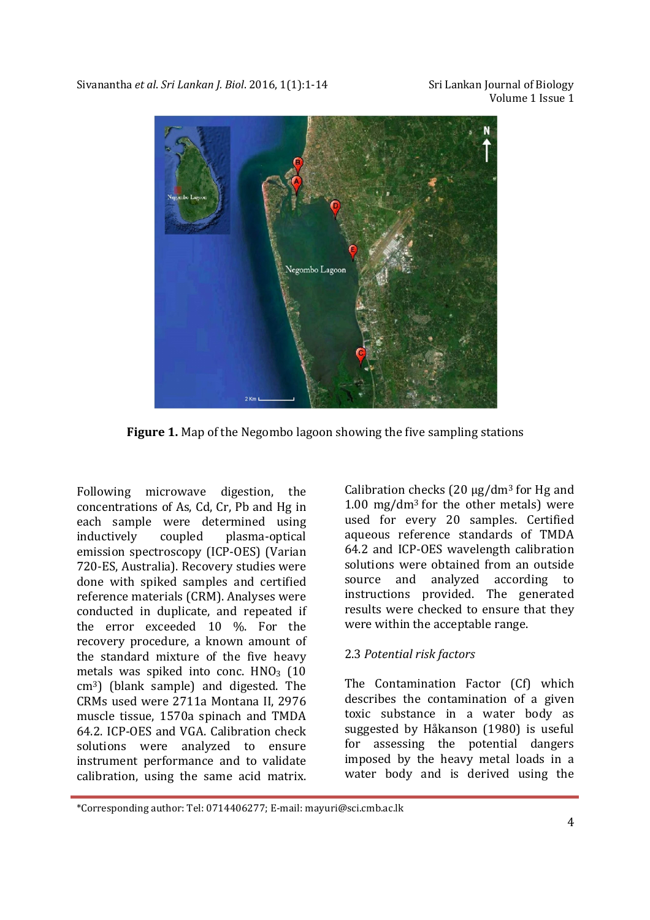**Figure 1.** Map of the Negombo lagoon showing the five sampling stations

Following microwave digestion, the concentrations of As, Cd, Cr, Pb and Hg in each sample were determined using inductively coupled plasma-optical emission spectroscopy (ICP-OES) (Varian 720-ES, Australia). Recovery studies were done with spiked samples and certified reference materials (CRM). Analyses were conducted in duplicate, and repeated if the error exceeded 10 %. For the recovery procedure, a known amount of the standard mixture of the five heavy metals was spiked into conc. $HNO_3$ (10 $cm^3$) (blank sample) and digested. The CRMs used were 2711a Montana II, 2976 muscle tissue, 1570a spinach and TMDA 64.2. ICP-OES and VGA. Calibration check solutions were analyzed to ensure instrument performance and to validate calibration, using the same acid matrix. Calibration checks (20 µg/$dm^3$ for Hg and 1.00 mg/$dm^3$ for the other metals) were used for every 20 samples. Certified aqueous reference standards of TMDA 64.2 and ICP-OES wavelength calibration solutions were obtained from an outside source and analyzed according to instructions provided. The generated results were checked to ensure that they were within the acceptable range.

### 2.3 *Potential risk factors*

The Contamination Factor (Cf) which describes the contamination of a given toxic substance in a water body as suggested by Håkanson (1980) is useful for assessing the potential dangers imposed by the heavy metal loads in a water body and is derived using the

*Corresponding author: Tel: 0714406277; E-mail: mayuri@sci.cmb.ac.lk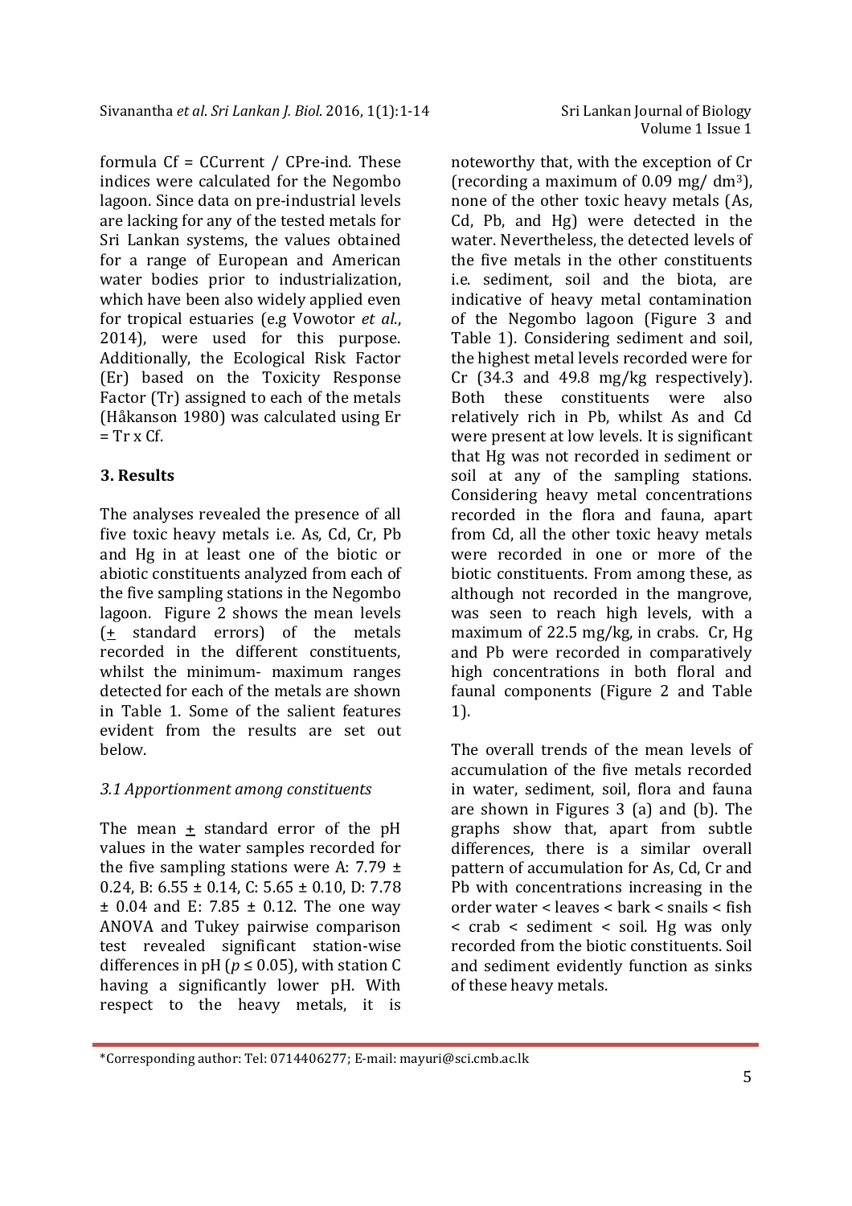formula Cf = CCurrent / CPre-ind. These indices were calculated for the Negombo lagoon. Since data on pre-industrial levels are lacking for any of the tested metals for Sri Lankan systems, the values obtained for a range of European and American water bodies prior to industrialization, which have been also widely applied even for tropical estuaries (e.g Vowotor *et al*., 2014), were used for this purpose. Additionally, the Ecological Risk Factor (Er) based on the Toxicity Response Factor (Tr) assigned to each of the metals (Håkanson 1980) was calculated using Er = Tr x Cf.

## 3. Results

The analyses revealed the presence of all five toxic heavy metals i.e. As, Cd, Cr, Pb and Hg in at least one of the biotic or abiotic constituents analyzed from each of the five sampling stations in the Negombo lagoon. Figure 2 shows the mean levels (± standard errors) of the metals recorded in the different constituents, whilst the minimum- maximum ranges detected for each of the metals are shown in Table 1. Some of the salient features evident from the results are set out below.

### *3.1 Apportionment among constituents*

The mean ± standard error of the pH values in the water samples recorded for the five sampling stations were A: 7.79 ± 0.24, B: 6.55 ± 0.14, C: 5.65 ± 0.10, D: 7.78 ± 0.04 and E: 7.85 ± 0.12. The one way ANOVA and Tukey pairwise comparison test revealed significant station-wise differences in pH ($p \leq 0.05$), with station C having a significantly lower pH. With respect to the heavy metals, it is noteworthy that, with the exception of Cr (recording a maximum of 0.09 mg/ $dm^3$), none of the other toxic heavy metals (As, Cd, Pb, and Hg) were detected in the water. Nevertheless, the detected levels of the five metals in the other constituents i.e. sediment, soil and the biota, are indicative of heavy metal contamination of the Negombo lagoon (Figure 3 and Table 1). Considering sediment and soil, the highest metal levels recorded were for Cr (34.3 and 49.8 mg/kg respectively). Both these constituents were also relatively rich in Pb, whilst As and Cd were present at low levels. It is significant that Hg was not recorded in sediment or soil at any of the sampling stations. Considering heavy metal concentrations recorded in the flora and fauna, apart from Cd, all the other toxic heavy metals were recorded in one or more of the biotic constituents. From among these, as although not recorded in the mangrove, was seen to reach high levels, with a maximum of 22.5 mg/kg, in crabs. Cr, Hg and Pb were recorded in comparatively high concentrations in both floral and faunal components (Figure 2 and Table 1).

The overall trends of the mean levels of accumulation of the five metals recorded in water, sediment, soil, flora and fauna are shown in Figures 3 (a) and (b). The graphs show that, apart from subtle differences, there is a similar overall pattern of accumulation for As, Cd, Cr and Pb with concentrations increasing in the order water < leaves < bark < snails < fish < crab < sediment < soil. Hg was only recorded from the biotic constituents. Soil and sediment evidently function as sinks of these heavy metals.

*Corresponding author: Tel: 0714406277; E-mail: mayuri@sci.cmb.ac.lk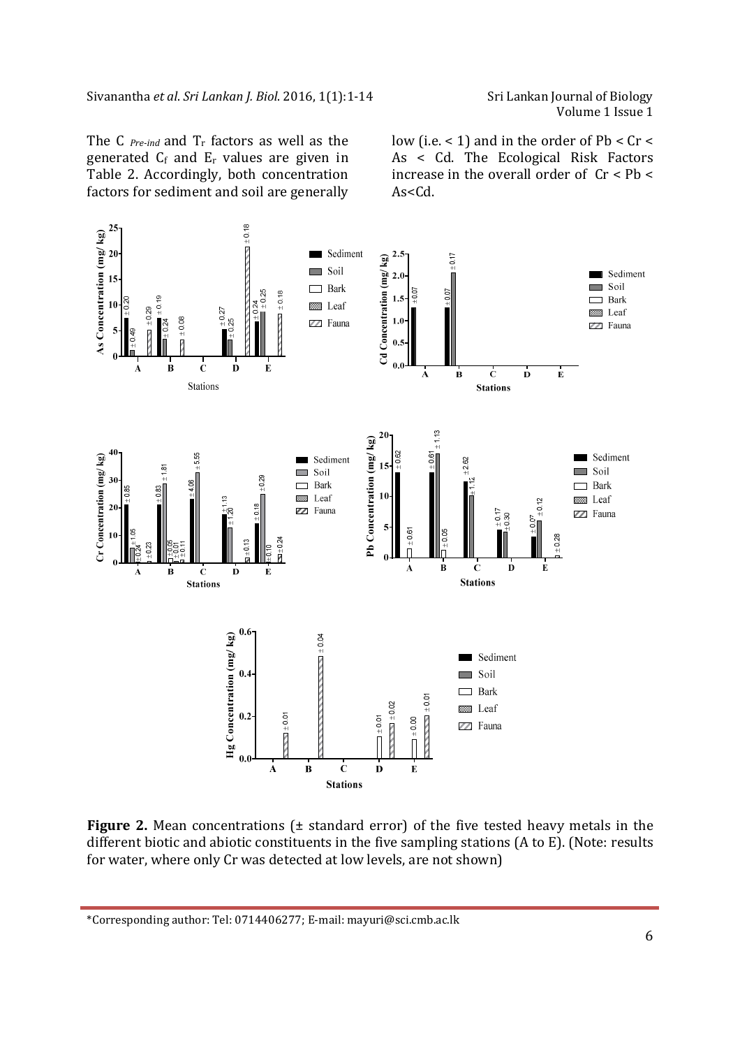The $C_{Pre\text{-}ind}$ and $T_r$ factors as well as the generated $C_f$ and $E_r$ values are given in Table 2. Accordingly, both concentration factors for sediment and soil are generally low (i.e. < 1) and in the order of Pb < Cr < As < Cd. The Ecological Risk Factors increase in the overall order of Cr < Pb < As<Cd.

**Figure 2.** Mean concentrations (± standard error) of the five tested heavy metals in the different biotic and abiotic constituents in the five sampling stations (A to E). (Note: results for water, where only Cr was detected at low levels, are not shown)

\*Corresponding author: Tel: 0714406277; E-mail: mayuri@sci.cmb.ac.lk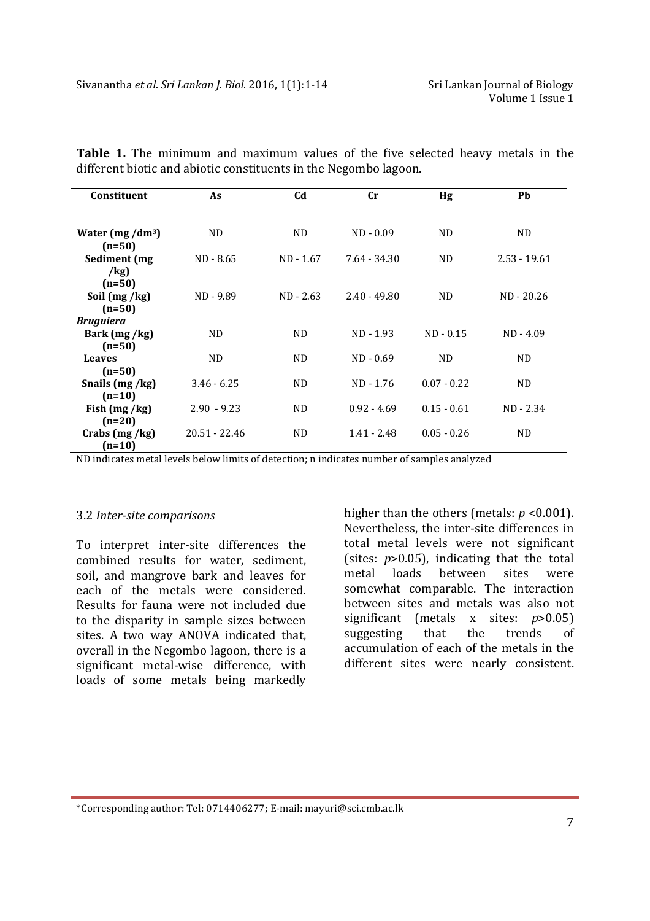**Table 1.** The minimum and maximum values of the five selected heavy metals in the different biotic and abiotic constituents in the Negombo lagoon.

| Constituent | As | Cd | Cr | Hg | Pb |
|---|---|---|---|---|---|
| **Water (mg /dm$^3$) (n=50)** | ND | ND | ND - 0.09 | ND | ND |
| **Sediment (mg /kg) (n=50)** | ND - 8.65 | ND - 1.67 | 7.64 - 34.30 | ND | 2.53 - 19.61 |
| **Soil (mg /kg) (n=50)** | ND - 9.89 | ND - 2.63 | 2.40 - 49.80 | ND | ND - 20.26 |
| ***Bruguiera*** | | | | | |
| **Bark (mg /kg) (n=50)** | ND | ND | ND - 1.93 | ND - 0.15 | ND - 4.09 |
| **Leaves (n=50)** | ND | ND | ND - 0.69 | ND | ND |
| **Snails (mg /kg) (n=10)** | 3.46 - 6.25 | ND | ND - 1.76 | 0.07 - 0.22 | ND |
| **Fish (mg /kg) (n=20)** | 2.90 - 9.23 | ND | 0.92 - 4.69 | 0.15 - 0.61 | ND - 2.34 |
| **Crabs (mg /kg) (n=10)** | 20.51 - 22.46 | ND | 1.41 - 2.48 | 0.05 - 0.26 | ND |

ND indicates metal levels below limits of detection; n indicates number of samples analyzed

### 3.2 *Inter-site comparisons*

To interpret inter-site differences the combined results for water, sediment, soil, and mangrove bark and leaves for each of the metals were considered. Results for fauna were not included due to the disparity in sample sizes between sites. A two way ANOVA indicated that, overall in the Negombo lagoon, there is a significant metal-wise difference, with loads of some metals being markedly higher than the others (metals: $p < 0.001$). Nevertheless, the inter-site differences in total metal levels were not significant (sites: $p > 0.05$), indicating that the total metal loads between sites were somewhat comparable. The interaction between sites and metals was also not significant (metals x sites: $p > 0.05$) suggesting that the trends of accumulation of each of the metals in the different sites were nearly consistent.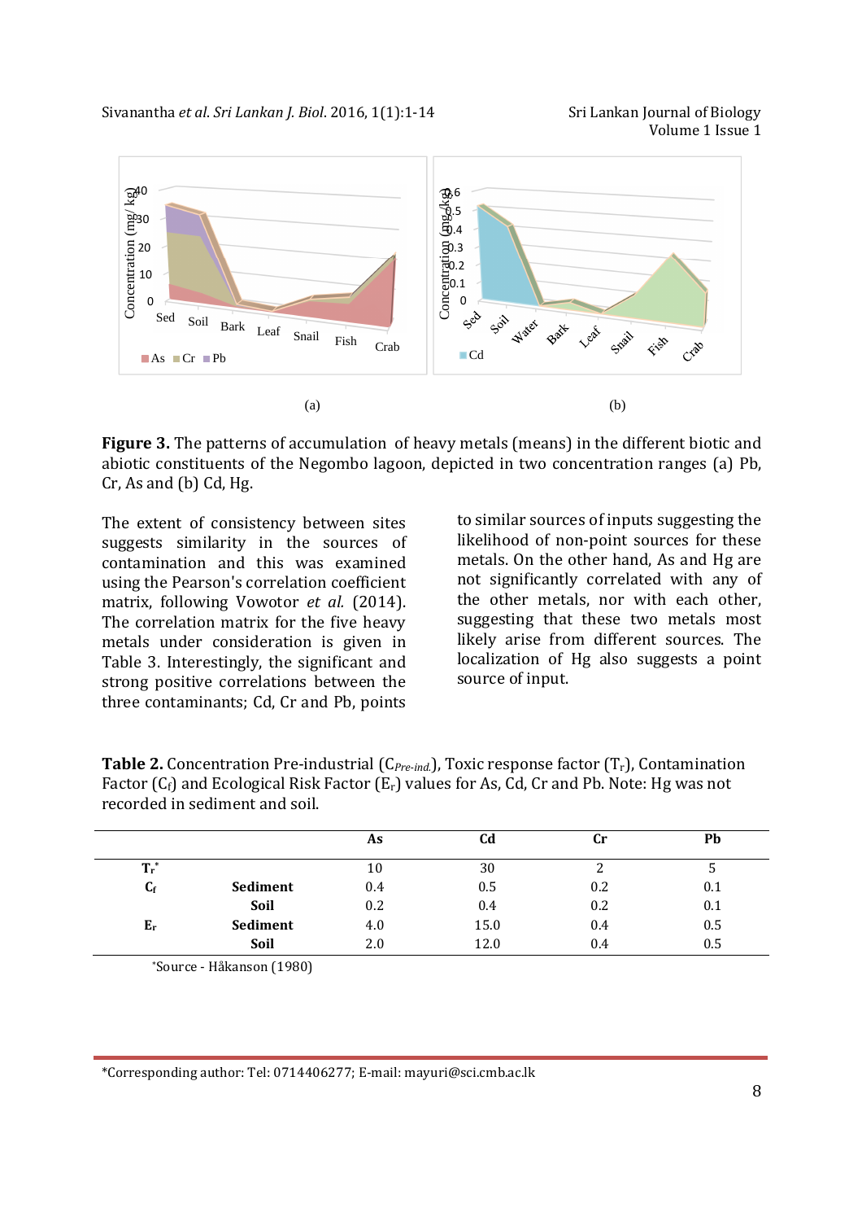(a)

(b)

**Figure 3.** The patterns of accumulation of heavy metals (means) in the different biotic and abiotic constituents of the Negombo lagoon, depicted in two concentration ranges (a) Pb, Cr, As and (b) Cd, Hg.

The extent of consistency between sites suggests similarity in the sources of contamination and this was examined using the Pearson's correlation coefficient matrix, following Vowotor *et al.* (2014). The correlation matrix for the five heavy metals under consideration is given in Table 3. Interestingly, the significant and strong positive correlations between the three contaminants; Cd, Cr and Pb, points to similar sources of inputs suggesting the likelihood of non-point sources for these metals. On the other hand, As and Hg are not significantly correlated with any of the other metals, nor with each other, suggesting that these two metals most likely arise from different sources. The localization of Hg also suggests a point source of input.

**Table 2.** Concentration Pre-industrial ($C_{Pre\text{-}ind.}$), Toxic response factor ($T_r$), Contamination Factor ($C_f$) and Ecological Risk Factor ($E_r$) values for As, Cd, Cr and Pb. Note: Hg was not recorded in sediment and soil.

| | | As | Cd | Cr | Pb |
|---|---|---|---|---|---|
| $T_r$* | | 10 | 30 | 2 | 5 |
| $C_f$ | Sediment | 0.4 | 0.5 | 0.2 | 0.1 |
| | Soil | 0.2 | 0.4 | 0.2 | 0.1 |
| $E_r$ | Sediment | 4.0 | 15.0 | 0.4 | 0.5 |
| | Soil | 2.0 | 12.0 | 0.4 | 0.5 |

*Source - Håkanson (1980)

*Corresponding author: Tel: 0714406277; E-mail: mayuri@sci.cmb.ac.lk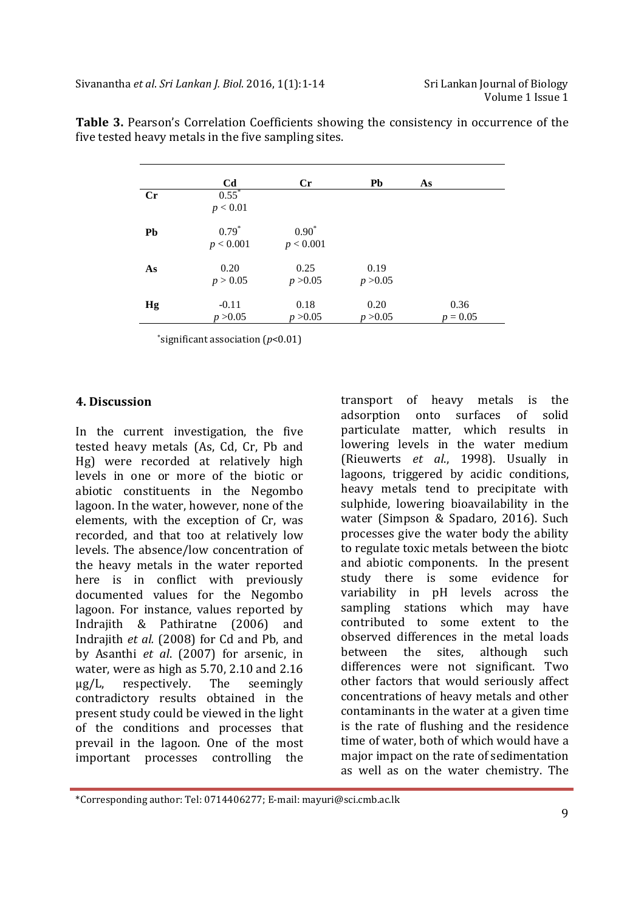**Table 3.** Pearson's Correlation Coefficients showing the consistency in occurrence of the five tested heavy metals in the five sampling sites.

| | Cd | Cr | Pb | As |
|---|---|---|---|---|
| **Cr** | 0.55* $p < 0.01$ | | | |
| **Pb** | 0.79* $p < 0.001$ | 0.90* $p < 0.001$ | | |
| **As** | 0.20 $p > 0.05$ | 0.25 $p > 0.05$ | 0.19 $p > 0.05$ | |
| **Hg** | -0.11 $p > 0.05$ | 0.18 $p > 0.05$ | 0.20 $p > 0.05$ | 0.36 $p = 0.05$ |

*significant association ($p<0.01$)

## 4. Discussion

In the current investigation, the five tested heavy metals (As, Cd, Cr, Pb and Hg) were recorded at relatively high levels in one or more of the biotic or abiotic constituents in the Negombo lagoon. In the water, however, none of the elements, with the exception of Cr, was recorded, and that too at relatively low levels. The absence/low concentration of the heavy metals in the water reported here is in conflict with previously documented values for the Negombo lagoon. For instance, values reported by Indrajith & Pathiratne (2006) and Indrajith *et al.* (2008) for Cd and Pb, and by Asanthi *et al*. (2007) for arsenic, in water, were as high as 5.70, 2.10 and 2.16 µg/L, respectively. The seemingly contradictory results obtained in the present study could be viewed in the light of the conditions and processes that prevail in the lagoon. One of the most important processes controlling the transport of heavy metals is the adsorption onto surfaces of solid particulate matter, which results in lowering levels in the water medium (Rieuwerts *et al*., 1998). Usually in lagoons, triggered by acidic conditions, heavy metals tend to precipitate with sulphide, lowering bioavailability in the water (Simpson & Spadaro, 2016). Such processes give the water body the ability to regulate toxic metals between the biotc and abiotic components. In the present study there is some evidence for variability in pH levels across the sampling stations which may have contributed to some extent to the observed differences in the metal loads between the sites, although such differences were not significant. Two other factors that would seriously affect concentrations of heavy metals and other contaminants in the water at a given time is the rate of flushing and the residence time of water, both of which would have a major impact on the rate of sedimentation as well as on the water chemistry. The

*Corresponding author: Tel: 0714406277; E-mail: mayuri@sci.cmb.ac.lk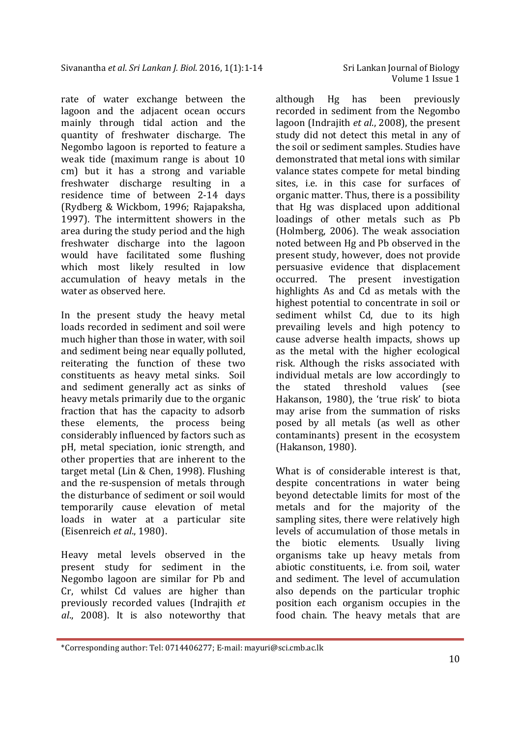rate of water exchange between the lagoon and the adjacent ocean occurs mainly through tidal action and the quantity of freshwater discharge. The Negombo lagoon is reported to feature a weak tide (maximum range is about 10 cm) but it has a strong and variable freshwater discharge resulting in a residence time of between 2-14 days (Rydberg & Wickbom, 1996; Rajapaksha, 1997). The intermittent showers in the area during the study period and the high freshwater discharge into the lagoon would have facilitated some flushing which most likely resulted in low accumulation of heavy metals in the water as observed here.

In the present study the heavy metal loads recorded in sediment and soil were much higher than those in water, with soil and sediment being near equally polluted, reiterating the function of these two constituents as heavy metal sinks. Soil and sediment generally act as sinks of heavy metals primarily due to the organic fraction that has the capacity to adsorb these elements, the process being considerably influenced by factors such as pH, metal speciation, ionic strength, and other properties that are inherent to the target metal (Lin & Chen, 1998). Flushing and the re-suspension of metals through the disturbance of sediment or soil would temporarily cause elevation of metal loads in water at a particular site (Eisenreich *et al*., 1980).

Heavy metal levels observed in the present study for sediment in the Negombo lagoon are similar for Pb and Cr, whilst Cd values are higher than previously recorded values (Indrajith *et al*., 2008). It is also noteworthy that although Hg has been previously recorded in sediment from the Negombo lagoon (Indrajith *et al*., 2008), the present study did not detect this metal in any of the soil or sediment samples. Studies have demonstrated that metal ions with similar valance states compete for metal binding sites, i.e. in this case for surfaces of organic matter. Thus, there is a possibility that Hg was displaced upon additional loadings of other metals such as Pb (Holmberg, 2006). The weak association noted between Hg and Pb observed in the present study, however, does not provide persuasive evidence that displacement occurred. The present investigation highlights As and Cd as metals with the highest potential to concentrate in soil or sediment whilst Cd, due to its high prevailing levels and high potency to cause adverse health impacts, shows up as the metal with the higher ecological risk. Although the risks associated with individual metals are low accordingly to the stated threshold values (see Hakanson, 1980), the 'true risk' to biota may arise from the summation of risks posed by all metals (as well as other contaminants) present in the ecosystem (Hakanson, 1980).

What is of considerable interest is that, despite concentrations in water being beyond detectable limits for most of the metals and for the majority of the sampling sites, there were relatively high levels of accumulation of those metals in the biotic elements. Usually living organisms take up heavy metals from abiotic constituents, i.e. from soil, water and sediment. The level of accumulation also depends on the particular trophic position each organism occupies in the food chain. The heavy metals that are

\*Corresponding author: Tel: 0714406277; E-mail: mayuri@sci.cmb.ac.lk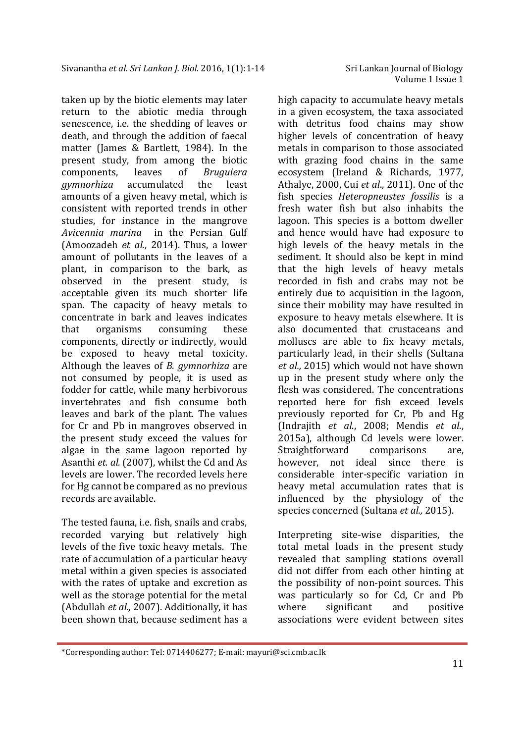taken up by the biotic elements may later return to the abiotic media through senescence, i.e. the shedding of leaves or death, and through the addition of faecal matter (James & Bartlett, 1984). In the present study, from among the biotic components, leaves of *Bruguiera gymnorhiza* accumulated the least amounts of a given heavy metal, which is consistent with reported trends in other studies, for instance in the mangrove *Avicennia marina* in the Persian Gulf (Amoozadeh *et al.*, 2014). Thus, a lower amount of pollutants in the leaves of a plant, in comparison to the bark, as observed in the present study, is acceptable given its much shorter life span. The capacity of heavy metals to concentrate in bark and leaves indicates that organisms consuming these components, directly or indirectly, would be exposed to heavy metal toxicity. Although the leaves of *B. gymnorhiza* are not consumed by people, it is used as fodder for cattle, while many herbivorous invertebrates and fish consume both leaves and bark of the plant. The values for Cr and Pb in mangroves observed in the present study exceed the values for algae in the same lagoon reported by Asanthi *et. al.* (2007), whilst the Cd and As levels are lower. The recorded levels here for Hg cannot be compared as no previous records are available.

The tested fauna, i.e. fish, snails and crabs, recorded varying but relatively high levels of the five toxic heavy metals. The rate of accumulation of a particular heavy metal within a given species is associated with the rates of uptake and excretion as well as the storage potential for the metal (Abdullah *et al.,* 2007). Additionally, it has been shown that, because sediment has a high capacity to accumulate heavy metals in a given ecosystem, the taxa associated with detritus food chains may show higher levels of concentration of heavy metals in comparison to those associated with grazing food chains in the same ecosystem (Ireland & Richards, 1977, Athalye, 2000, Cui *et al*., 2011). One of the fish species *Heteropneustes fossilis* is a fresh water fish but also inhabits the lagoon. This species is a bottom dweller and hence would have had exposure to high levels of the heavy metals in the sediment. It should also be kept in mind that the high levels of heavy metals recorded in fish and crabs may not be entirely due to acquisition in the lagoon, since their mobility may have resulted in exposure to heavy metals elsewhere. It is also documented that crustaceans and molluscs are able to fix heavy metals, particularly lead, in their shells (Sultana *et al.,* 2015) which would not have shown up in the present study where only the flesh was considered. The concentrations reported here for fish exceed levels previously reported for Cr, Pb and Hg (Indrajith *et al*., 2008; Mendis *et al.*, 2015a), although Cd levels were lower. Straightforward comparisons are, however, not ideal since there is considerable inter-specific variation in heavy metal accumulation rates that is influenced by the physiology of the species concerned (Sultana *et al.,* 2015).

Interpreting site-wise disparities, the total metal loads in the present study revealed that sampling stations overall did not differ from each other hinting at the possibility of non-point sources. This was particularly so for Cd, Cr and Pb where significant and positive associations were evident between sites

\*Corresponding author: Tel: 0714406277; E-mail: mayuri@sci.cmb.ac.lk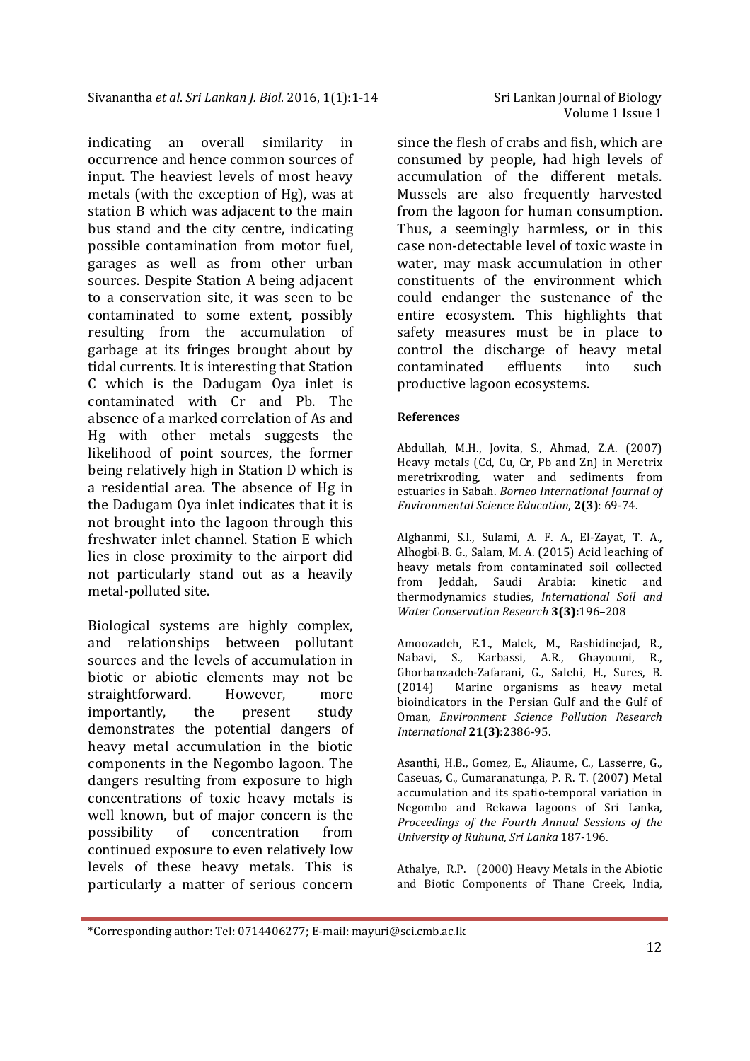indicating an overall similarity in occurrence and hence common sources of input. The heaviest levels of most heavy metals (with the exception of Hg), was at station B which was adjacent to the main bus stand and the city centre, indicating possible contamination from motor fuel, garages as well as from other urban sources. Despite Station A being adjacent to a conservation site, it was seen to be contaminated to some extent, possibly resulting from the accumulation of garbage at its fringes brought about by tidal currents. It is interesting that Station C which is the Dadugam Oya inlet is contaminated with Cr and Pb. The absence of a marked correlation of As and Hg with other metals suggests the likelihood of point sources, the former being relatively high in Station D which is a residential area. The absence of Hg in the Dadugam Oya inlet indicates that it is not brought into the lagoon through this freshwater inlet channel. Station E which lies in close proximity to the airport did not particularly stand out as a heavily metal-polluted site.

Biological systems are highly complex, and relationships between pollutant sources and the levels of accumulation in biotic or abiotic elements may not be straightforward. However, more importantly, the present study demonstrates the potential dangers of heavy metal accumulation in the biotic components in the Negombo lagoon. The dangers resulting from exposure to high concentrations of toxic heavy metals is well known, but of major concern is the possibility of concentration from continued exposure to even relatively low levels of these heavy metals. This is particularly a matter of serious concern since the flesh of crabs and fish, which are consumed by people, had high levels of accumulation of the different metals. Mussels are also frequently harvested from the lagoon for human consumption. Thus, a seemingly harmless, or in this case non-detectable level of toxic waste in water, may mask accumulation in other constituents of the environment which could endanger the sustenance of the entire ecosystem. This highlights that safety measures must be in place to control the discharge of heavy metal contaminated effluents into such productive lagoon ecosystems.

#### References

Abdullah, M.H., Jovita, S., Ahmad, Z.A. (2007) Heavy metals (Cd, Cu, Cr, Pb and Zn) in Meretrix meretrixroding, water and sediments from estuaries in Sabah. *Borneo International Journal of Environmental Science Education*, **2(3)**: 69-74.

Alghanmi, S.I., Sulami, A. F. A., El-Zayat, T. A., Alhogbi, B. G., Salam, M. A. (2015) Acid leaching of heavy metals from contaminated soil collected from Jeddah, Saudi Arabia: kinetic and thermodynamics studies, *International Soil and Water Conservation Research* **3(3):**196–208

Amoozadeh, E.1., Malek, M., Rashidinejad, R., Nabavi, S., Karbassi, A.R., Ghayoumi, R., Ghorbanzadeh-Zafarani, G., Salehi, H., Sures, B. (2014) Marine organisms as heavy metal bioindicators in the Persian Gulf and the Gulf of Oman, *Environment Science Pollution Research International* **21(3)**:2386-95.

Asanthi, H.B., Gomez, E., Aliaume, C., Lasserre, G., Caseuas, C., Cumaranatunga, P. R. T. (2007) Metal accumulation and its spatio-temporal variation in Negombo and Rekawa lagoons of Sri Lanka, *Proceedings of the Fourth Annual Sessions of the University of Ruhuna, Sri Lanka* 187-196.

Athalye, R.P. (2000) Heavy Metals in the Abiotic and Biotic Components of Thane Creek, India,

\*Corresponding author: Tel: 0714406277; E-mail: mayuri@sci.cmb.ac.lk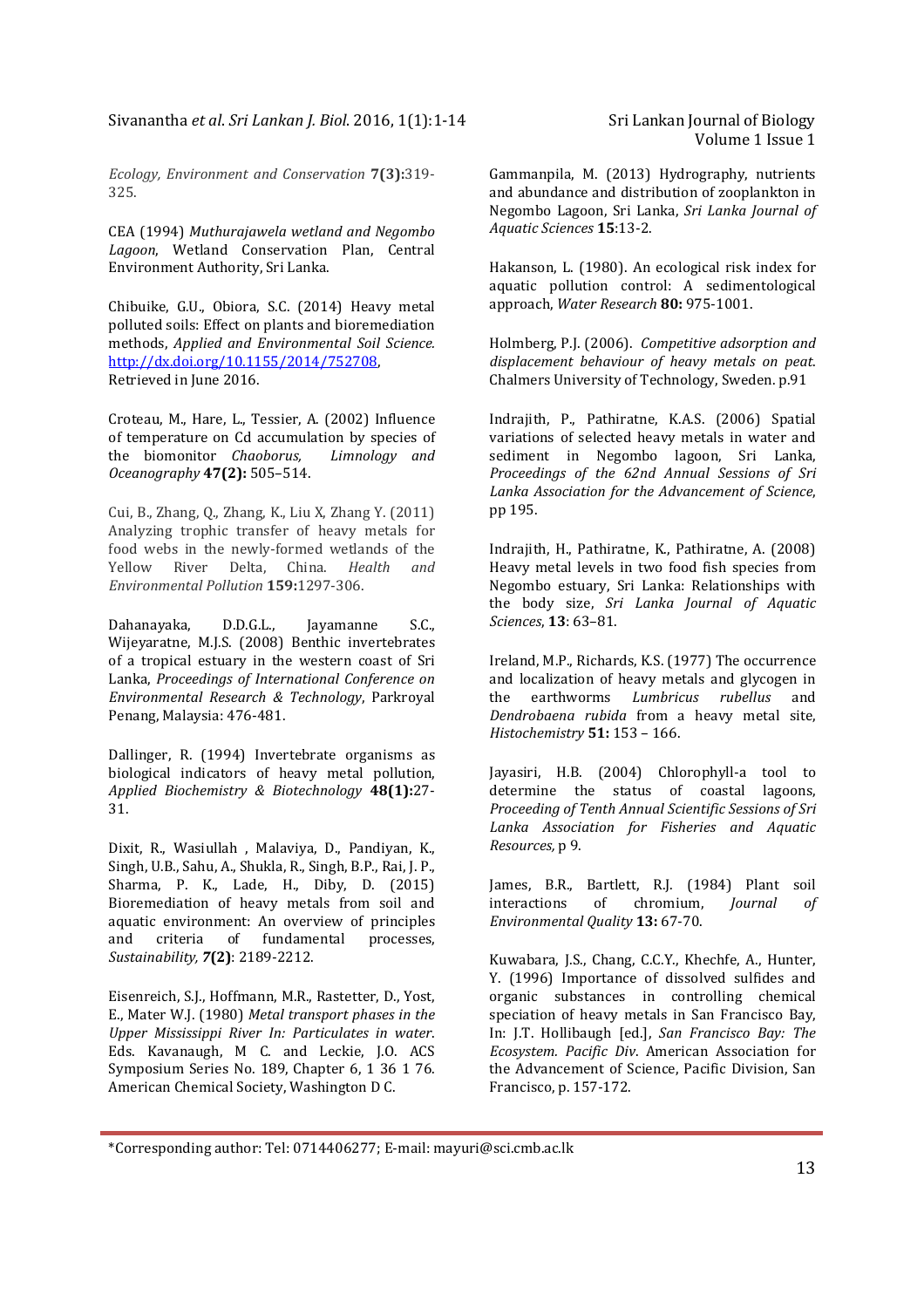*Ecology, Environment and Conservation* **7(3):**319-325.

CEA (1994) *Muthurajawela wetland and Negombo Lagoon*, Wetland Conservation Plan, Central Environment Authority, Sri Lanka.

Chibuike, G.U., Obiora, S.C. (2014) Heavy metal polluted soils: Effect on plants and bioremediation methods, *Applied and Environmental Soil Science.* http://dx.doi.org/10.1155/2014/752708, Retrieved in June 2016.

Croteau, M., Hare, L., Tessier, A. (2002) Influence of temperature on Cd accumulation by species of the biomonitor *Chaoborus, Limnology and Oceanography* **47(2):** 505–514.

Cui, B., Zhang, Q., Zhang, K., Liu X, Zhang Y. (2011) Analyzing trophic transfer of heavy metals for food webs in the newly-formed wetlands of the Yellow River Delta, China. *Health and Environmental Pollution* **159:**1297-306.

Dahanayaka, D.D.G.L., Jayamanne S.C., Wijeyaratne, M.J.S. (2008) Benthic invertebrates of a tropical estuary in the western coast of Sri Lanka, *Proceedings of International Conference on Environmental Research & Technology*, Parkroyal Penang, Malaysia: 476-481.

Dallinger, R. (1994) Invertebrate organisms as biological indicators of heavy metal pollution, *Applied Biochemistry & Biotechnology* **48(1):**27-31.

Dixit, R., Wasiullah , Malaviya, D., Pandiyan, K., Singh, U.B., Sahu, A., Shukla, R., Singh, B.P., Rai, J. P., Sharma, P. K., Lade, H., Diby, D. (2015) Bioremediation of heavy metals from soil and aquatic environment: An overview of principles and criteria of fundamental processes, *Sustainability,* **7(2)**: 2189-2212.

Eisenreich, S.J., Hoffmann, M.R., Rastetter, D., Yost, E., Mater W.J. (1980) *Metal transport phases in the Upper Mississippi River In: Particulates in water*. Eds. Kavanaugh, M C. and Leckie, J.O. ACS Symposium Series No. 189, Chapter 6, 1 36 1 76. American Chemical Society, Washington D C.

Gammanpila, M. (2013) Hydrography, nutrients and abundance and distribution of zooplankton in Negombo Lagoon, Sri Lanka, *Sri Lanka Journal of Aquatic Sciences* **15**:13-2.

Hakanson, L. (1980). An ecological risk index for aquatic pollution control: A sedimentological approach, *Water Research* **80:** 975-1001.

Holmberg, P.J. (2006). *Competitive adsorption and displacement behaviour of heavy metals on peat.* Chalmers University of Technology, Sweden. p.91

Indrajith, P., Pathiratne, K.A.S. (2006) Spatial variations of selected heavy metals in water and sediment in Negombo lagoon, Sri Lanka, *Proceedings of the 62nd Annual Sessions of Sri Lanka Association for the Advancement of Science*, pp 195.

Indrajith, H., Pathiratne, K., Pathiratne, A. (2008) Heavy metal levels in two food fish species from Negombo estuary, Sri Lanka: Relationships with the body size, *Sri Lanka Journal of Aquatic Sciences*, **13**: 63–81.

Ireland, M.P., Richards, K.S. (1977) The occurrence and localization of heavy metals and glycogen in the earthworms *Lumbricus rubellus* and *Dendrobaena rubida* from a heavy metal site, *Histochemistry* **51:** 153 – 166.

Jayasiri, H.B. (2004) Chlorophyll-a tool to determine the status of coastal lagoons, *Proceeding of Tenth Annual Scientific Sessions of Sri Lanka Association for Fisheries and Aquatic Resources,* p 9.

James, B.R., Bartlett, R.J. (1984) Plant soil interactions of chromium, *Journal of Environmental Quality* **13:** 67-70.

Kuwabara, J.S., Chang, C.C.Y., Khechfe, A., Hunter, Y. (1996) Importance of dissolved sulfides and organic substances in controlling chemical speciation of heavy metals in San Francisco Bay, In: J.T. Hollibaugh [ed.], *San Francisco Bay: The Ecosystem. Pacific Div*. American Association for the Advancement of Science, Pacific Division, San Francisco, p. 157-172.

*Corresponding author: Tel: 0714406277; E-mail: mayuri@sci.cmb.ac.lk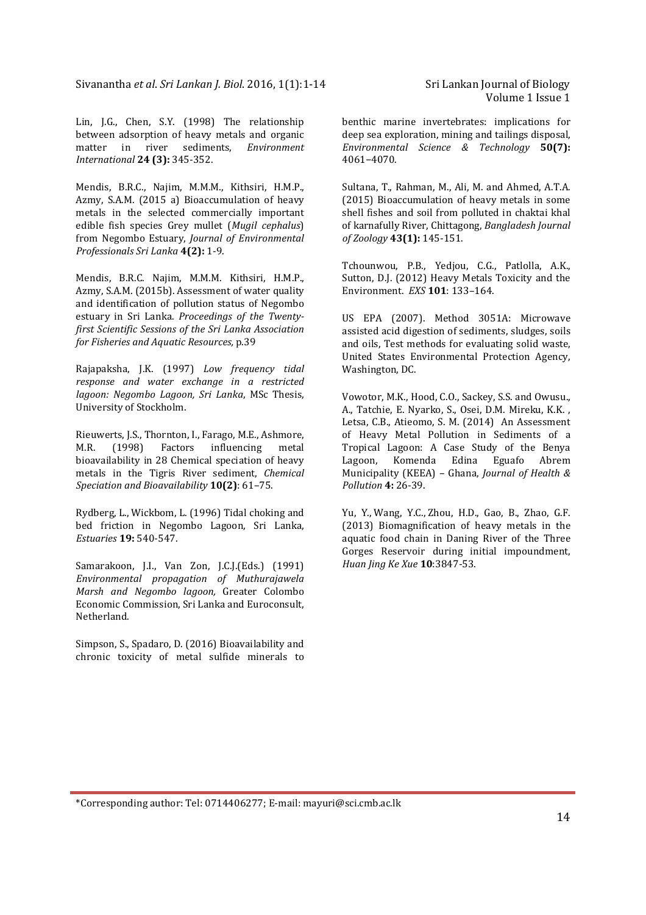Lin, J.G., Chen, S.Y. (1998) The relationship between adsorption of heavy metals and organic matter in river sediments, *Environment International* **24 (3):** 345-352.

Mendis, B.R.C., Najim, M.M.M., Kithsiri, H.M.P., Azmy, S.A.M. (2015 a) Bioaccumulation of heavy metals in the selected commercially important edible fish species Grey mullet (*Mugil cephalus*) from Negombo Estuary, *Journal of Environmental Professionals Sri Lanka* **4(2):** 1-9.

Mendis, B.R.C. Najim, M.M.M. Kithsiri, H.M.P., Azmy, S.A.M. (2015b). Assessment of water quality and identification of pollution status of Negombo estuary in Sri Lanka. *Proceedings of the Twenty-first Scientific Sessions of the Sri Lanka Association for Fisheries and Aquatic Resources,* p.39

Rajapaksha, J.K. (1997) *Low frequency tidal response and water exchange in a restricted lagoon: Negombo Lagoon, Sri Lanka*, MSc Thesis, University of Stockholm.

Rieuwerts, J.S., Thornton, I., Farago, M.E., Ashmore, M.R. (1998) Factors influencing metal bioavailability in 28 Chemical speciation of heavy metals in the Tigris River sediment, *Chemical Speciation and Bioavailability* **10(2)**: 61–75.

Rydberg, L., Wickbom, L. (1996) Tidal choking and bed friction in Negombo Lagoon, Sri Lanka, *Estuaries* **19:** 540-547.

Samarakoon, J.I., Van Zon, J.C.J.(Eds.) (1991) *Environmental propagation of Muthurajawela Marsh and Negombo lagoon,* Greater Colombo Economic Commission, Sri Lanka and Euroconsult, Netherland.

Simpson, S., Spadaro, D. (2016) Bioavailability and chronic toxicity of metal sulfide minerals to benthic marine invertebrates: implications for deep sea exploration, mining and tailings disposal, *Environmental Science & Technology* **50(7):** 4061–4070.

Sultana, T., Rahman, M., Ali, M. and Ahmed, A.T.A. (2015) Bioaccumulation of heavy metals in some shell fishes and soil from polluted in chaktai khal of karnafully River, Chittagong, *Bangladesh Journal of Zoology* **43(1):** 145-151.

Tchounwou, P.B., Yedjou, C.G., Patlolla, A.K., Sutton, D.J. (2012) Heavy Metals Toxicity and the Environment. *EXS* **101**: 133–164.

US EPA (2007). Method 3051A: Microwave assisted acid digestion of sediments, sludges, soils and oils, Test methods for evaluating solid waste, United States Environmental Protection Agency, Washington, DC.

Vowotor, M.K., Hood, C.O., Sackey, S.S. and Owusu., A., Tatchie, E. Nyarko, S., Osei, D.M. Mireku, K.K. , Letsa, C.B., Atieomo, S. M. (2014) An Assessment of Heavy Metal Pollution in Sediments of a Tropical Lagoon: A Case Study of the Benya Lagoon, Komenda Edina Eguafo Abrem Municipality (KEEA) – Ghana, *Journal of Health & Pollution* **4:** 26-39.

Yu, Y., Wang, Y.C., Zhou, H.D., Gao, B., Zhao, G.F. (2013) Biomagnification of heavy metals in the aquatic food chain in Daning River of the Three Gorges Reservoir during initial impoundment, *Huan Jing Ke Xue* **10**:3847-53.

*Corresponding author: Tel: 0714406277; E-mail: mayuri@sci.cmb.ac.lk